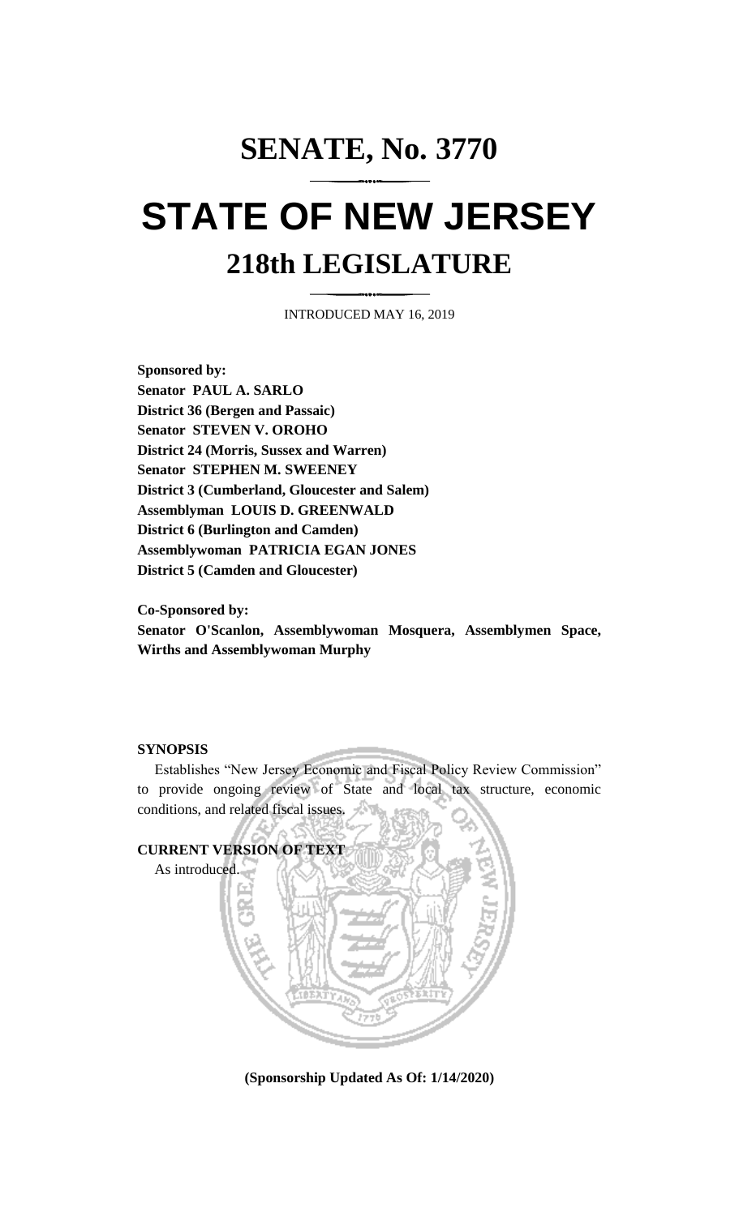# SENATE, No. 3770

# STATE OF NEW JERSEY

## 218th LEGISLATURE

INTRODUCED MAY 16, 2019

**Sponsored by:**
**Senator PAUL A. SARLO**
**District 36 (Bergen and Passaic)**
**Senator STEVEN V. OROHO**
**District 24 (Morris, Sussex and Warren)**
**Senator STEPHEN M. SWEENEY**
**District 3 (Cumberland, Gloucester and Salem)**
**Assemblyman LOUIS D. GREENWALD**
**District 6 (Burlington and Camden)**
**Assemblywoman PATRICIA EGAN JONES**
**District 5 (Camden and Gloucester)**

**Co-Sponsored by:**
**Senator O'Scanlon, Assemblywoman Mosquera, Assemblymen Space, Wirths and Assemblywoman Murphy**

**SYNOPSIS**

Establishes "New Jersey Economic and Fiscal Policy Review Commission" to provide ongoing review of State and local tax structure, economic conditions, and related fiscal issues.

**CURRENT VERSION OF TEXT**

As introduced.

**(Sponsorship Updated As Of: 1/14/2020)**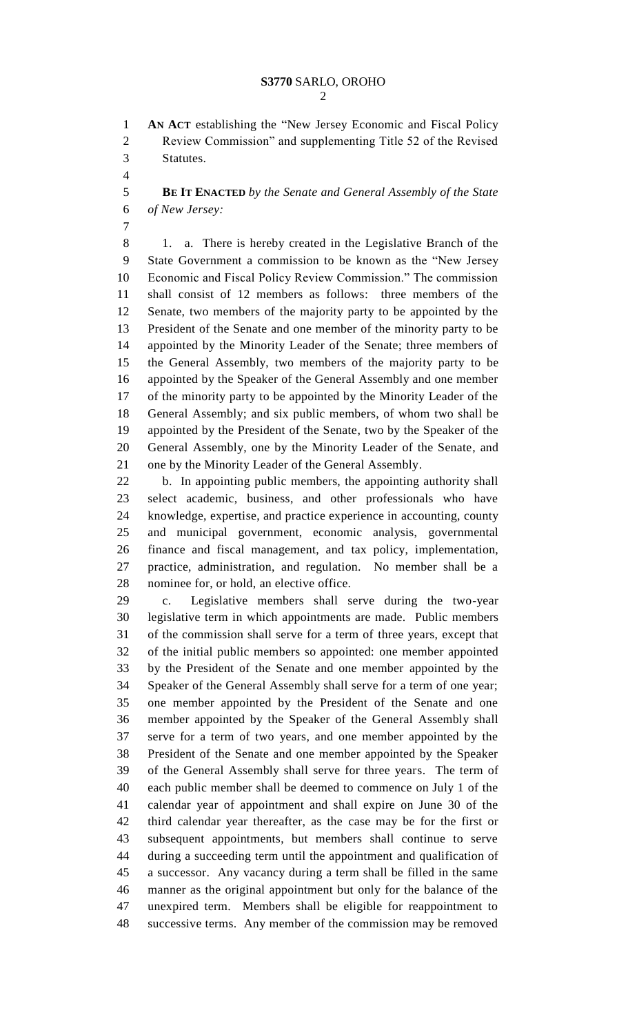**AN ACT** establishing the "New Jersey Economic and Fiscal Policy Review Commission" and supplementing Title 52 of the Revised Statutes.

**BE IT ENACTED** *by the Senate and General Assembly of the State of New Jersey:*

1. a. There is hereby created in the Legislative Branch of the State Government a commission to be known as the "New Jersey Economic and Fiscal Policy Review Commission." The commission shall consist of 12 members as follows: three members of the Senate, two members of the majority party to be appointed by the President of the Senate and one member of the minority party to be appointed by the Minority Leader of the Senate; three members of the General Assembly, two members of the majority party to be appointed by the Speaker of the General Assembly and one member of the minority party to be appointed by the Minority Leader of the General Assembly; and six public members, of whom two shall be appointed by the President of the Senate, two by the Speaker of the General Assembly, one by the Minority Leader of the Senate, and one by the Minority Leader of the General Assembly.

b. In appointing public members, the appointing authority shall select academic, business, and other professionals who have knowledge, expertise, and practice experience in accounting, county and municipal government, economic analysis, governmental finance and fiscal management, and tax policy, implementation, practice, administration, and regulation. No member shall be a nominee for, or hold, an elective office.

c. Legislative members shall serve during the two-year legislative term in which appointments are made. Public members of the commission shall serve for a term of three years, except that of the initial public members so appointed: one member appointed by the President of the Senate and one member appointed by the Speaker of the General Assembly shall serve for a term of one year; one member appointed by the President of the Senate and one member appointed by the Speaker of the General Assembly shall serve for a term of two years, and one member appointed by the President of the Senate and one member appointed by the Speaker of the General Assembly shall serve for three years. The term of each public member shall be deemed to commence on July 1 of the calendar year of appointment and shall expire on June 30 of the third calendar year thereafter, as the case may be for the first or subsequent appointments, but members shall continue to serve during a succeeding term until the appointment and qualification of a successor. Any vacancy during a term shall be filled in the same manner as the original appointment but only for the balance of the unexpired term. Members shall be eligible for reappointment to successive terms. Any member of the commission may be removed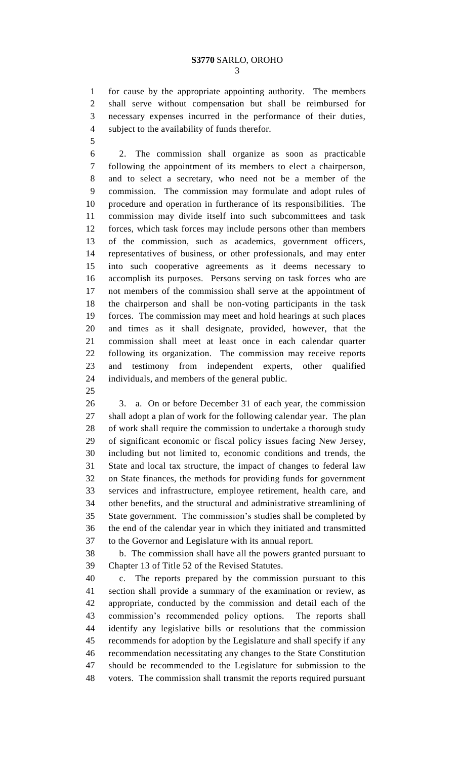for cause by the appropriate appointing authority. The members shall serve without compensation but shall be reimbursed for necessary expenses incurred in the performance of their duties, subject to the availability of funds therefor.

2. The commission shall organize as soon as practicable following the appointment of its members to elect a chairperson, and to select a secretary, who need not be a member of the commission. The commission may formulate and adopt rules of procedure and operation in furtherance of its responsibilities. The commission may divide itself into such subcommittees and task forces, which task forces may include persons other than members of the commission, such as academics, government officers, representatives of business, or other professionals, and may enter into such cooperative agreements as it deems necessary to accomplish its purposes. Persons serving on task forces who are not members of the commission shall serve at the appointment of the chairperson and shall be non-voting participants in the task forces. The commission may meet and hold hearings at such places and times as it shall designate, provided, however, that the commission shall meet at least once in each calendar quarter following its organization. The commission may receive reports and testimony from independent experts, other qualified individuals, and members of the general public.

3. a. On or before December 31 of each year, the commission shall adopt a plan of work for the following calendar year. The plan of work shall require the commission to undertake a thorough study of significant economic or fiscal policy issues facing New Jersey, including but not limited to, economic conditions and trends, the State and local tax structure, the impact of changes to federal law on State finances, the methods for providing funds for government services and infrastructure, employee retirement, health care, and other benefits, and the structural and administrative streamlining of State government. The commission's studies shall be completed by the end of the calendar year in which they initiated and transmitted to the Governor and Legislature with its annual report.

b. The commission shall have all the powers granted pursuant to Chapter 13 of Title 52 of the Revised Statutes.

c. The reports prepared by the commission pursuant to this section shall provide a summary of the examination or review, as appropriate, conducted by the commission and detail each of the commission's recommended policy options. The reports shall identify any legislative bills or resolutions that the commission recommends for adoption by the Legislature and shall specify if any recommendation necessitating any changes to the State Constitution should be recommended to the Legislature for submission to the voters. The commission shall transmit the reports required pursuant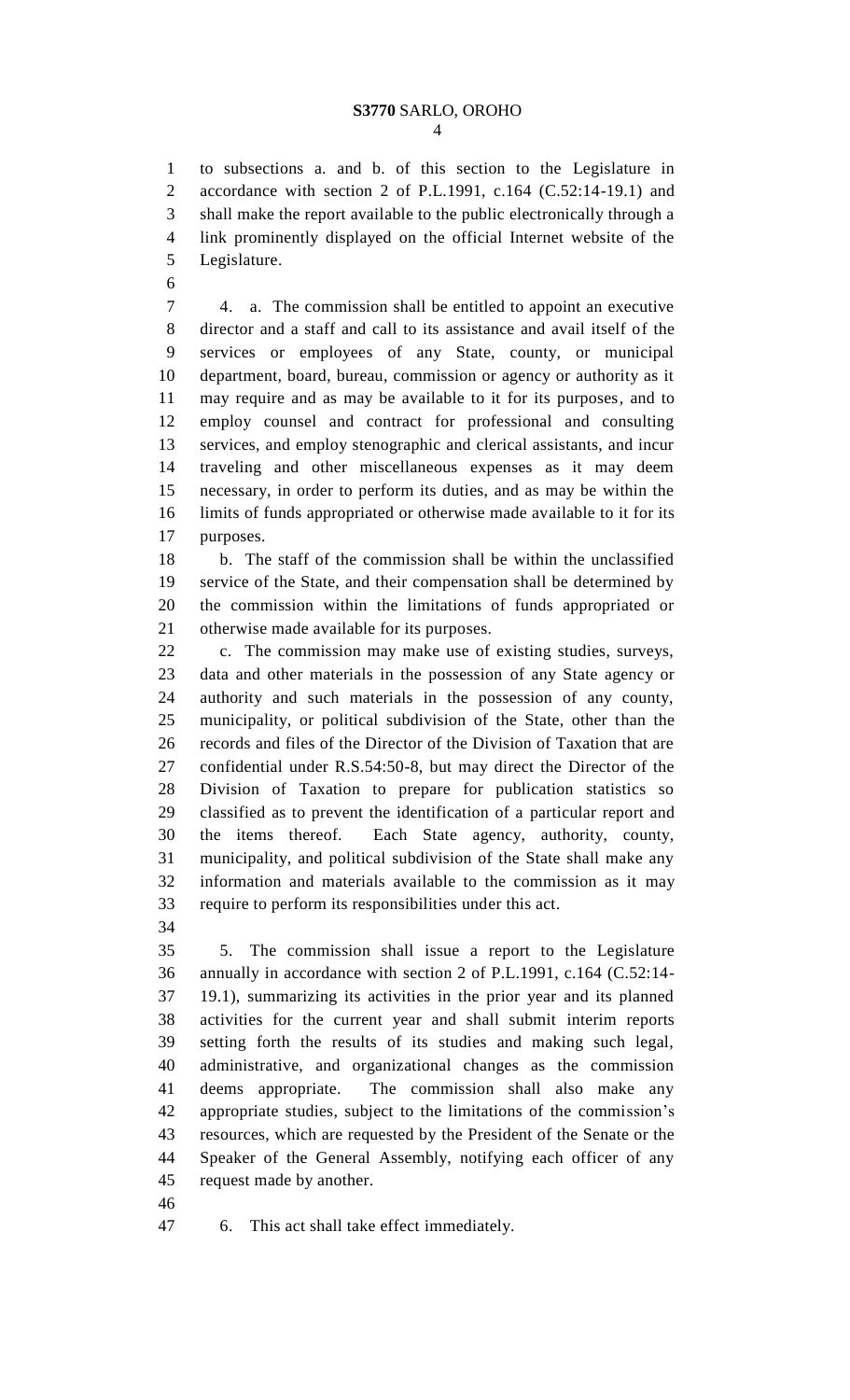to subsections a. and b. of this section to the Legislature in accordance with section 2 of P.L.1991, c.164 (C.52:14-19.1) and shall make the report available to the public electronically through a link prominently displayed on the official Internet website of the Legislature.

4. a. The commission shall be entitled to appoint an executive director and a staff and call to its assistance and avail itself of the services or employees of any State, county, or municipal department, board, bureau, commission or agency or authority as it may require and as may be available to it for its purposes, and to employ counsel and contract for professional and consulting services, and employ stenographic and clerical assistants, and incur traveling and other miscellaneous expenses as it may deem necessary, in order to perform its duties, and as may be within the limits of funds appropriated or otherwise made available to it for its purposes.

b. The staff of the commission shall be within the unclassified service of the State, and their compensation shall be determined by the commission within the limitations of funds appropriated or otherwise made available for its purposes.

c. The commission may make use of existing studies, surveys, data and other materials in the possession of any State agency or authority and such materials in the possession of any county, municipality, or political subdivision of the State, other than the records and files of the Director of the Division of Taxation that are confidential under R.S.54:50-8, but may direct the Director of the Division of Taxation to prepare for publication statistics so classified as to prevent the identification of a particular report and the items thereof. Each State agency, authority, county, municipality, and political subdivision of the State shall make any information and materials available to the commission as it may require to perform its responsibilities under this act.

5. The commission shall issue a report to the Legislature annually in accordance with section 2 of P.L.1991, c.164 (C.52:14-19.1), summarizing its activities in the prior year and its planned activities for the current year and shall submit interim reports setting forth the results of its studies and making such legal, administrative, and organizational changes as the commission deems appropriate. The commission shall also make any appropriate studies, subject to the limitations of the commission's resources, which are requested by the President of the Senate or the Speaker of the General Assembly, notifying each officer of any request made by another.

6. This act shall take effect immediately.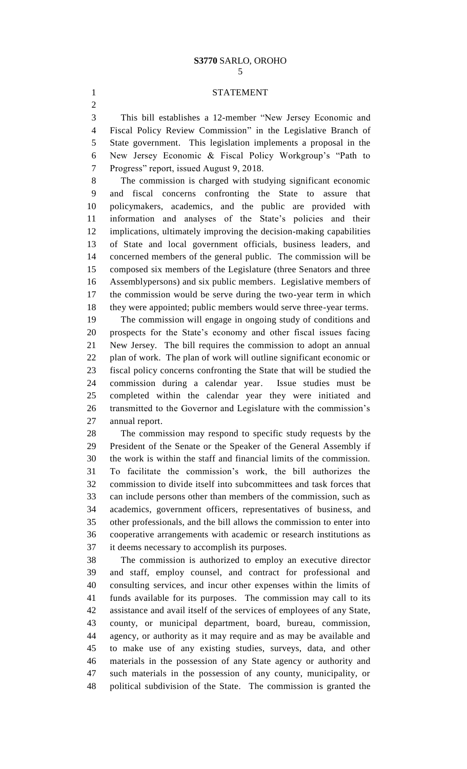## STATEMENT

This bill establishes a 12-member "New Jersey Economic and Fiscal Policy Review Commission" in the Legislative Branch of State government. This legislation implements a proposal in the New Jersey Economic & Fiscal Policy Workgroup's "Path to Progress" report, issued August 9, 2018.

The commission is charged with studying significant economic and fiscal concerns confronting the State to assure that policymakers, academics, and the public are provided with information and analyses of the State's policies and their implications, ultimately improving the decision-making capabilities of State and local government officials, business leaders, and concerned members of the general public. The commission will be composed six members of the Legislature (three Senators and three Assemblypersons) and six public members. Legislative members of the commission would be serve during the two-year term in which they were appointed; public members would serve three-year terms.

The commission will engage in ongoing study of conditions and prospects for the State's economy and other fiscal issues facing New Jersey. The bill requires the commission to adopt an annual plan of work. The plan of work will outline significant economic or fiscal policy concerns confronting the State that will be studied the commission during a calendar year. Issue studies must be completed within the calendar year they were initiated and transmitted to the Governor and Legislature with the commission's annual report.

The commission may respond to specific study requests by the President of the Senate or the Speaker of the General Assembly if the work is within the staff and financial limits of the commission. To facilitate the commission's work, the bill authorizes the commission to divide itself into subcommittees and task forces that can include persons other than members of the commission, such as academics, government officers, representatives of business, and other professionals, and the bill allows the commission to enter into cooperative arrangements with academic or research institutions as it deems necessary to accomplish its purposes.

The commission is authorized to employ an executive director and staff, employ counsel, and contract for professional and consulting services, and incur other expenses within the limits of funds available for its purposes. The commission may call to its assistance and avail itself of the services of employees of any State, county, or municipal department, board, bureau, commission, agency, or authority as it may require and as may be available and to make use of any existing studies, surveys, data, and other materials in the possession of any State agency or authority and such materials in the possession of any county, municipality, or political subdivision of the State. The commission is granted the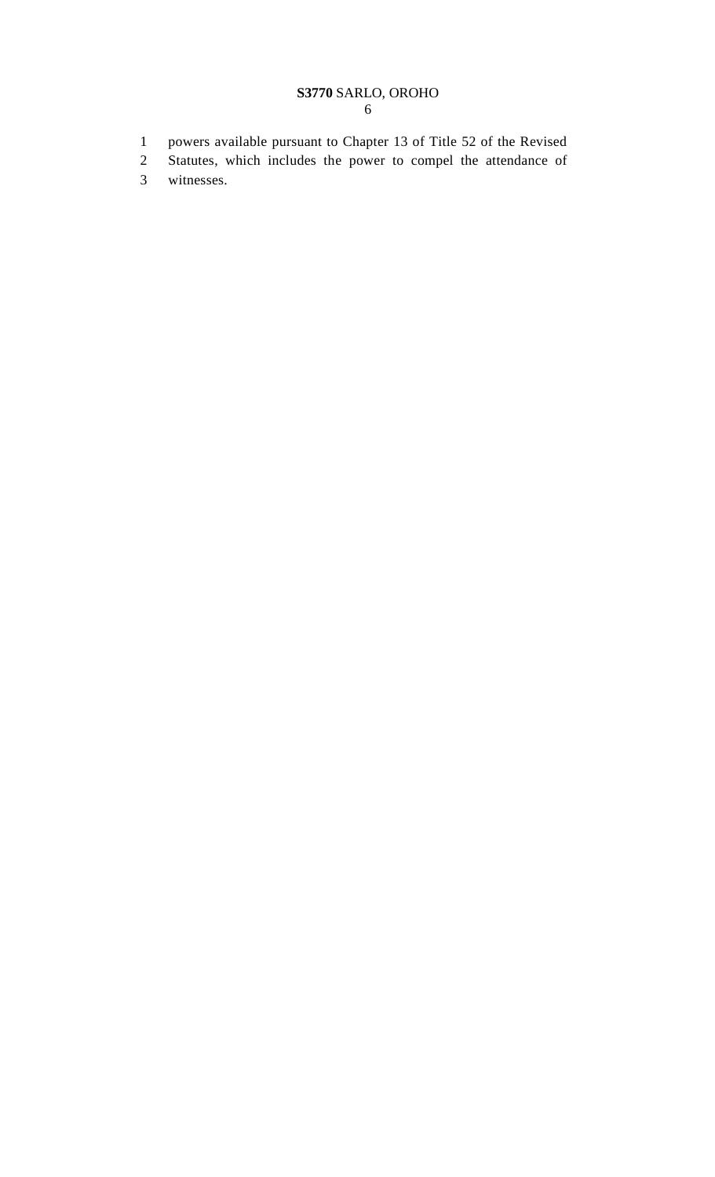powers available pursuant to Chapter 13 of Title 52 of the Revised Statutes, which includes the power to compel the attendance of witnesses.